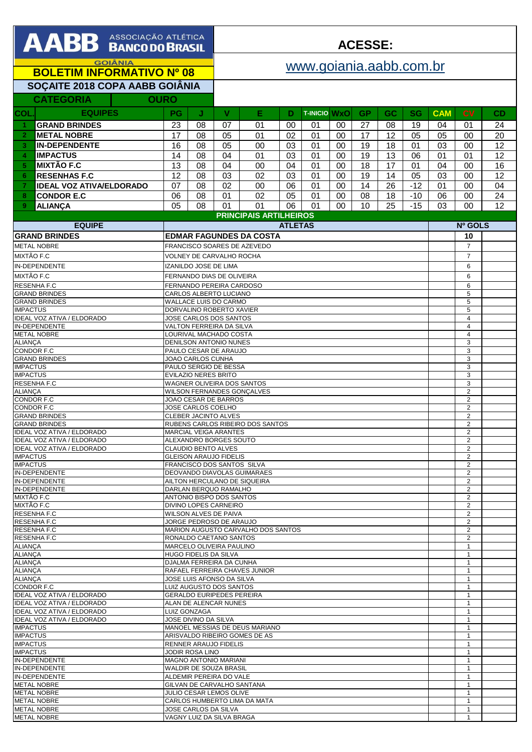**AABB ASSOCIAÇÃO ATLÉTICA BANCO DO BRASIL**

GOIÂNIA

**BOLETIM INFORMATIVO Nº 08**

**ACESSE:**

www.goiania.aabb.com.br

## SOÇAITE 2018 COPA AABB GOIÂNIA

**CATEGORIA OURO**

| COL. | EQUIPES | PG | J | V | E | D | T-INICIO | WxO | GP | GC | SG | CAM | CV | CD |
|---|---|---|---|---|---|---|---|---|---|---|---|---|---|---|
| 1 | GRAND BRINDES | 23 | 08 | 07 | 01 | 00 | 01 | 00 | 27 | 08 | 19 | 04 | 01 | 24 |
| 2 | METAL NOBRE | 17 | 08 | 05 | 01 | 02 | 01 | 00 | 17 | 12 | 05 | 05 | 00 | 20 |
| 3 | IN-DEPENDENTE | 16 | 08 | 05 | 00 | 03 | 01 | 00 | 19 | 18 | 01 | 03 | 00 | 12 |
| 4 | IMPACTUS | 14 | 08 | 04 | 01 | 03 | 01 | 00 | 19 | 13 | 06 | 01 | 01 | 12 |
| 5 | MIXTÃO F.C | 13 | 08 | 04 | 00 | 04 | 01 | 00 | 18 | 17 | 01 | 04 | 00 | 16 |
| 6 | RESENHAS F.C | 12 | 08 | 03 | 02 | 03 | 01 | 00 | 19 | 14 | 05 | 03 | 00 | 12 |
| 7 | IDEAL VOZ ATIVA/ELDORADO | 07 | 08 | 02 | 00 | 06 | 01 | 00 | 14 | 26 | -12 | 01 | 00 | 04 |
| 8 | CONDOR E.C | 06 | 08 | 01 | 02 | 05 | 01 | 00 | 08 | 18 | -10 | 06 | 00 | 24 |
| 9 | ALIANÇA | 05 | 08 | 01 | 01 | 06 | 01 | 00 | 10 | 25 | -15 | 03 | 00 | 12 |

## PRINCIPAIS ARTILHEIROS

| EQUIPE | ATLETAS | Nº GOLS |
|---|---|---|
| GRAND BRINDES | EDMAR FAGUNDES DA COSTA | 10 |
| METAL NOBRE | FRANCISCO SOARES DE AZEVEDO | 7 |
| MIXTÃO F.C | VOLNEY DE CARVALHO ROCHA | 7 |
| IN-DEPENDENTE | IZANILDO JOSE DE LIMA | 6 |
| MIXTÃO F.C | FERNANDO DIAS DE OLIVEIRA | 6 |
| RESENHA F.C | FERNANDO PEREIRA CARDOSO | 6 |
| GRAND BRINDES | CARLOS ALBERTO LUCIANO | 5 |
| GRAND BRINDES | WALLACE LUIS DO CARMO | 5 |
| IMPACTUS | DORVALINO ROBERTO XAVIER | 5 |
| IDEAL VOZ ATIVA / ELDORADO | JOSE CARLOS DOS SANTOS | 4 |
| IN-DEPENDENTE | VALTON FERREIRA DA SILVA | 4 |
| METAL NOBRE | LOURIVAL MACHADO COSTA | 4 |
| ALIANÇA | DENILSON ANTONIO NUNES | 3 |
| CONDOR F.C | PAULO CESAR DE ARAUJO | 3 |
| GRAND BRINDES | JOAO CARLOS CUNHA | 3 |
| IMPACTUS | PAULO SERGIO DE BESSA | 3 |
| IMPACTUS | EVILAZIO NERES BRITO | 3 |
| RESENHA F.C | WAGNER OLIVEIRA DOS SANTOS | 3 |
| ALIANÇA | WILSON FERNANDES GONÇALVES | 2 |
| CONDOR F.C | JOAO CESAR DE BARROS | 2 |
| CONDOR F.C | JOSE CARLOS COELHO | 2 |
| GRAND BRINDES | CLEBER JACINTO ALVES | 2 |
| GRAND BRINDES | RUBENS CARLOS RIBEIRO DOS SANTOS | 2 |
| IDEAL VOZ ATIVA / ELDORADO | MARCIAL VEIGA ARANTES | 2 |
| IDEAL VOZ ATIVA / ELDORADO | ALEXANDRO BORGES SOUTO | 2 |
| IDEAL VOZ ATIVA / ELDORADO | CLAUDIO BENTO ALVES | 2 |
| IMPACTUS | GLEISON ARAUJO FIDELIS | 2 |
| IMPACTUS | FRANCISCO DOS SANTOS SILVA | 2 |
| IN-DEPENDENTE | DEOVANDO DIAVOLAS GUIMARAES | 2 |
| IN-DEPENDENTE | AILTON HERCULANO DE SIQUEIRA | 2 |
| IN-DEPENDENTE | DARLAN BERQUO RAMALHO | 2 |
| MIXTÃO F.C | ANTONIO BISPO DOS SANTOS | 2 |
| MIXTÃO F.C | DIVINO LOPES CARNEIRO | 2 |
| RESENHA F.C | WILSON ALVES DE PAIVA | 2 |
| RESENHA F.C | JORGE PEDROSO DE ARAUJO | 2 |
| RESENHA F.C | MARION AUGUSTO CARVALHO DOS SANTOS | 2 |
| RESENHA F.C | RONALDO CAETANO SANTOS | 2 |
| ALIANÇA | MARCELO OLIVEIRA PAULINO | 1 |
| ALIANÇA | HUGO FIDELIS DA SILVA | 1 |
| ALIANÇA | DJALMA FERREIRA DA CUNHA | 1 |
| ALIANÇA | RAFAEL FERREIRA CHAVES JUNIOR | 1 |
| ALIANÇA | JOSE LUIS AFONSO DA SILVA | 1 |
| CONDOR F.C | LUIZ AUGUSTO DOS SANTOS | 1 |
| IDEAL VOZ ATIVA / ELDORADO | GERALDO EURIPEDES PEREIRA | 1 |
| IDEAL VOZ ATIVA / ELDORADO | ALAN DE ALENCAR NUNES | 1 |
| IDEAL VOZ ATIVA / ELDORADO | LUIZ GONZAGA | 1 |
| IDEAL VOZ ATIVA / ELDORADO | JOSE DIVINO DA SILVA | 1 |
| IMPACTUS | MANOEL MESSIAS DE DEUS MARIANO | 1 |
| IMPACTUS | ARISVALDO RIBEIRO GOMES DE AS | 1 |
| IMPACTUS | RENNER ARAUJO FIDELIS | 1 |
| IMPACTUS | JODIR ROSA LINO | 1 |
| IN-DEPENDENTE | MAGNO ANTONIO MARIANI | 1 |
| IN-DEPENDENTE | WALDIR DE SOUZA BRASIL | 1 |
| IN-DEPENDENTE | ALDEMIR PEREIRA DO VALE | 1 |
| METAL NOBRE | GILVAN DE CARVALHO SANTANA | 1 |
| METAL NOBRE | JULIO CESAR LEMOS OLIVE | 1 |
| METAL NOBRE | CARLOS HUMBERTO LIMA DA MATA | 1 |
| METAL NOBRE | JOSE CARLOS DA SILVA | 1 |
| METAL NOBRE | VAGNY LUIZ DA SILVA BRAGA | 1 |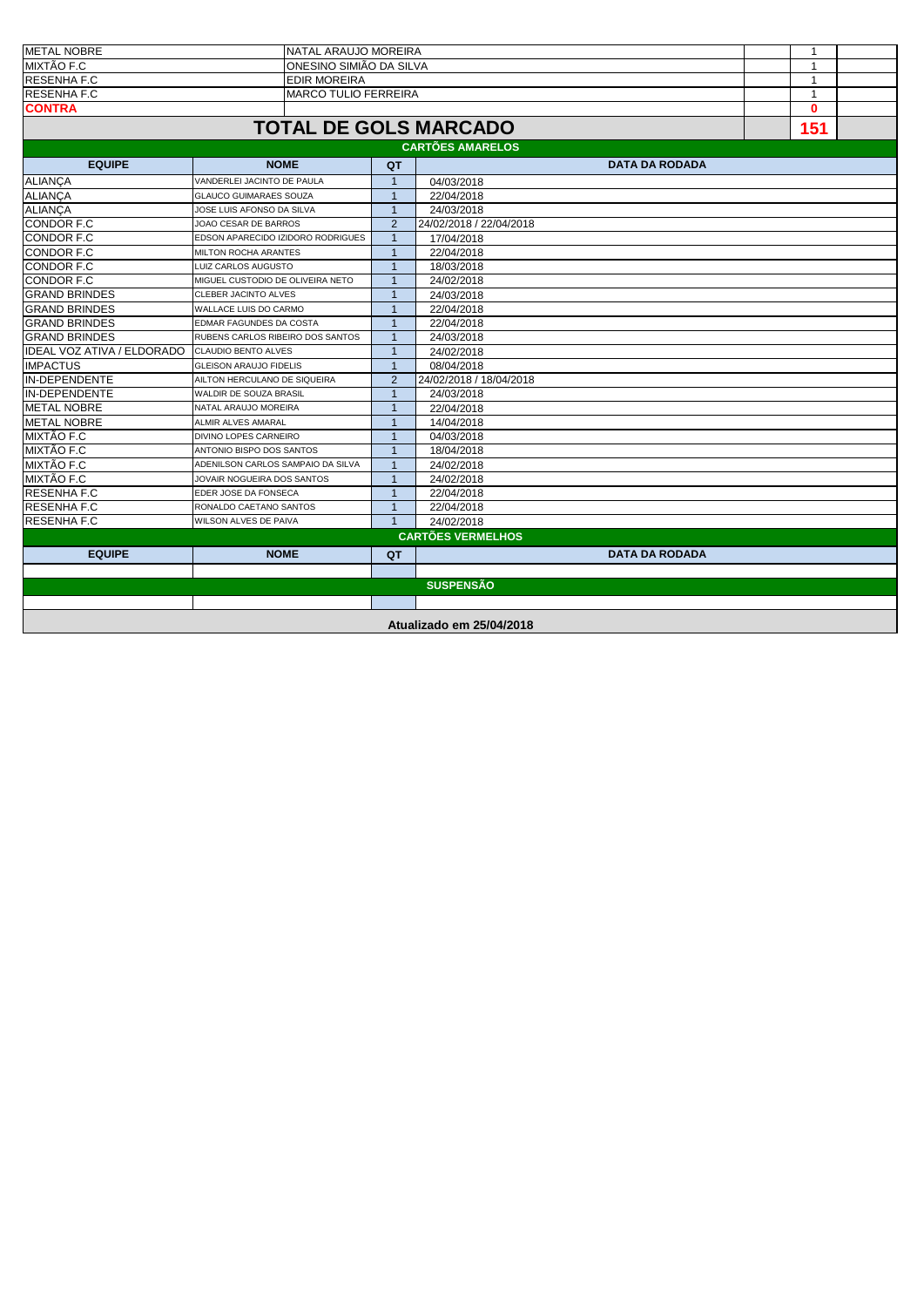| | | | |
|---|---|---|---|
| METAL NOBRE | NATAL ARAUJO MOREIRA | 1 | |
| MIXTÃO F.C | ONESINO SIMIÃO DA SILVA | 1 | |
| RESENHA F.C | EDIR MOREIRA | 1 | |
| RESENHA F.C | MARCO TULIO FERREIRA | 1 | |
| **CONTRA** | | **0** | |
| **TOTAL DE GOLS MARCADO** | | **151** | |

## CARTÕES AMARELOS

| EQUIPE | NOME | QT | DATA DA RODADA |
|---|---|---|---|
| ALIANÇA | VANDERLEI JACINTO DE PAULA | 1 | 04/03/2018 |
| ALIANÇA | GLAUCO GUIMARAES SOUZA | 1 | 22/04/2018 |
| ALIANÇA | JOSE LUIS AFONSO DA SILVA | 1 | 24/03/2018 |
| CONDOR F.C | JOAO CESAR DE BARROS | 2 | 24/02/2018 / 22/04/2018 |
| CONDOR F.C | EDSON APARECIDO IZIDORO RODRIGUES | 1 | 17/04/2018 |
| CONDOR F.C | MILTON ROCHA ARANTES | 1 | 22/04/2018 |
| CONDOR F.C | LUIZ CARLOS AUGUSTO | 1 | 18/03/2018 |
| CONDOR F.C | MIGUEL CUSTODIO DE OLIVEIRA NETO | 1 | 24/02/2018 |
| GRAND BRINDES | CLEBER JACINTO ALVES | 1 | 24/03/2018 |
| GRAND BRINDES | WALLACE LUIS DO CARMO | 1 | 22/04/2018 |
| GRAND BRINDES | EDMAR FAGUNDES DA COSTA | 1 | 22/04/2018 |
| GRAND BRINDES | RUBENS CARLOS RIBEIRO DOS SANTOS | 1 | 24/03/2018 |
| IDEAL VOZ ATIVA / ELDORADO | CLAUDIO BENTO ALVES | 1 | 24/02/2018 |
| IMPACTUS | GLEISON ARAUJO FIDELIS | 1 | 08/04/2018 |
| IN-DEPENDENTE | AILTON HERCULANO DE SIQUEIRA | 2 | 24/02/2018 / 18/04/2018 |
| IN-DEPENDENTE | WALDIR DE SOUZA BRASIL | 1 | 24/03/2018 |
| METAL NOBRE | NATAL ARAUJO MOREIRA | 1 | 22/04/2018 |
| METAL NOBRE | ALMIR ALVES AMARAL | 1 | 14/04/2018 |
| MIXTÃO F.C | DIVINO LOPES CARNEIRO | 1 | 04/03/2018 |
| MIXTÃO F.C | ANTONIO BISPO DOS SANTOS | 1 | 18/04/2018 |
| MIXTÃO F.C | ADENILSON CARLOS SAMPAIO DA SILVA | 1 | 24/02/2018 |
| MIXTÃO F.C | JOVAIR NOGUEIRA DOS SANTOS | 1 | 24/02/2018 |
| RESENHA F.C | EDER JOSE DA FONSECA | 1 | 22/04/2018 |
| RESENHA F.C | RONALDO CAETANO SANTOS | 1 | 22/04/2018 |
| RESENHA F.C | WILSON ALVES DE PAIVA | 1 | 24/02/2018 |

## CARTÕES VERMELHOS

| EQUIPE | NOME | QT | DATA DA RODADA |
|---|---|---|---|
| | | | |

## SUSPENSÃO

| | | | |
|---|---|---|---|
| | | | |

**Atualizado em 25/04/2018**